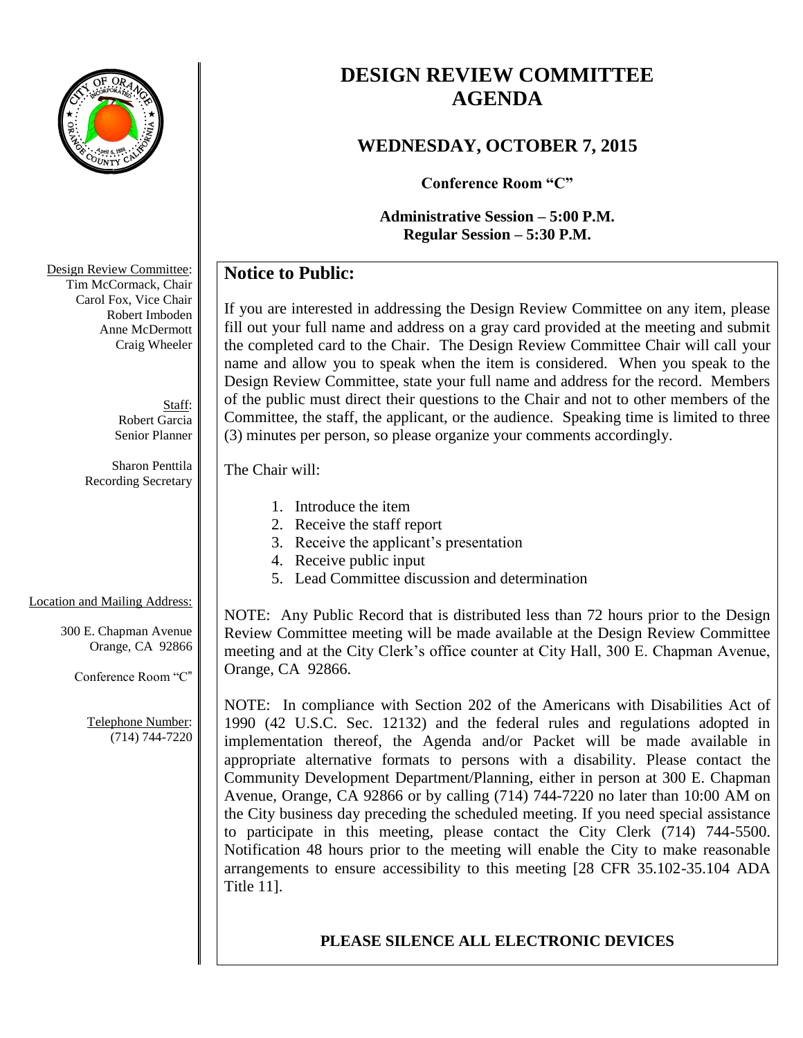# DESIGN REVIEW COMMITTEE AGENDA

## WEDNESDAY, OCTOBER 7, 2015

**Conference Room "C"**

**Administrative Session – 5:00 P.M.**
**Regular Session – 5:30 P.M.**

Design Review Committee:
Tim McCormack, Chair
Carol Fox, Vice Chair
Robert Imboden
Anne McDermott
Craig Wheeler

Staff:
Robert Garcia
Senior Planner

Sharon Penttila
Recording Secretary

Location and Mailing Address:

300 E. Chapman Avenue
Orange, CA 92866

Conference Room "C"

Telephone Number:
(714) 744-7220

## Notice to Public:

If you are interested in addressing the Design Review Committee on any item, please fill out your full name and address on a gray card provided at the meeting and submit the completed card to the Chair. The Design Review Committee Chair will call your name and allow you to speak when the item is considered. When you speak to the Design Review Committee, state your full name and address for the record. Members of the public must direct their questions to the Chair and not to other members of the Committee, the staff, the applicant, or the audience. Speaking time is limited to three (3) minutes per person, so please organize your comments accordingly.

The Chair will:

1. Introduce the item
2. Receive the staff report
3. Receive the applicant's presentation
4. Receive public input
5. Lead Committee discussion and determination

NOTE: Any Public Record that is distributed less than 72 hours prior to the Design Review Committee meeting will be made available at the Design Review Committee meeting and at the City Clerk's office counter at City Hall, 300 E. Chapman Avenue, Orange, CA 92866.

NOTE: In compliance with Section 202 of the Americans with Disabilities Act of 1990 (42 U.S.C. Sec. 12132) and the federal rules and regulations adopted in implementation thereof, the Agenda and/or Packet will be made available in appropriate alternative formats to persons with a disability. Please contact the Community Development Department/Planning, either in person at 300 E. Chapman Avenue, Orange, CA 92866 or by calling (714) 744-7220 no later than 10:00 AM on the City business day preceding the scheduled meeting. If you need special assistance to participate in this meeting, please contact the City Clerk (714) 744-5500. Notification 48 hours prior to the meeting will enable the City to make reasonable arrangements to ensure accessibility to this meeting [28 CFR 35.102-35.104 ADA Title 11].

**PLEASE SILENCE ALL ELECTRONIC DEVICES**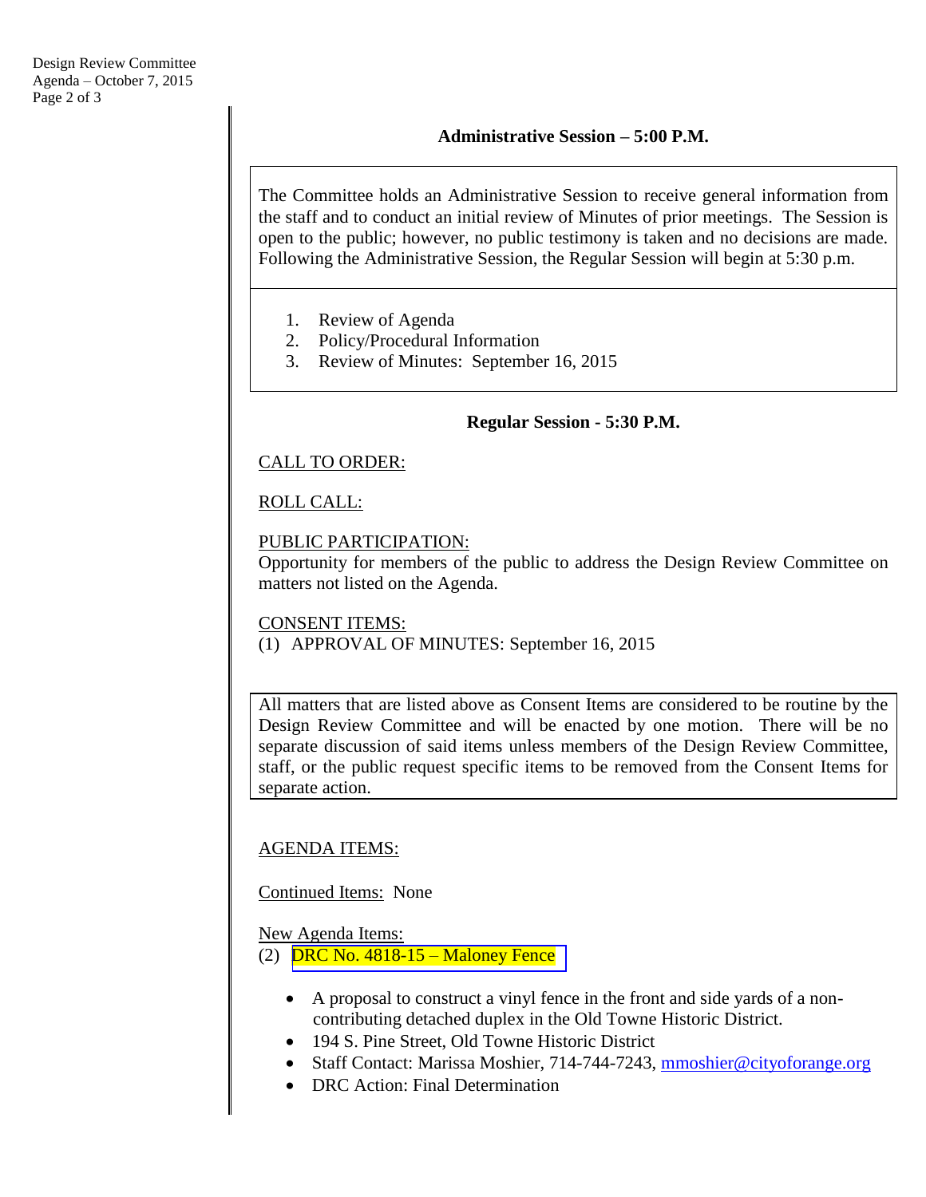### Administrative Session – 5:00 P.M.

The Committee holds an Administrative Session to receive general information from the staff and to conduct an initial review of Minutes of prior meetings. The Session is open to the public; however, no public testimony is taken and no decisions are made. Following the Administrative Session, the Regular Session will begin at 5:30 p.m.

1. Review of Agenda
2. Policy/Procedural Information
3. Review of Minutes: September 16, 2015

### Regular Session - 5:30 P.M.

CALL TO ORDER:

ROLL CALL:

PUBLIC PARTICIPATION:
Opportunity for members of the public to address the Design Review Committee on matters not listed on the Agenda.

CONSENT ITEMS:
(1) APPROVAL OF MINUTES: September 16, 2015

All matters that are listed above as Consent Items are considered to be routine by the Design Review Committee and will be enacted by one motion. There will be no separate discussion of said items unless members of the Design Review Committee, staff, or the public request specific items to be removed from the Consent Items for separate action.

AGENDA ITEMS:

Continued Items: None

New Agenda Items:
(2) DRC No. 4818-15 – Maloney Fence

- A proposal to construct a vinyl fence in the front and side yards of a non-contributing detached duplex in the Old Towne Historic District.
- 194 S. Pine Street, Old Towne Historic District
- Staff Contact: Marissa Moshier, 714-744-7243, mmoshier@cityoforange.org
- DRC Action: Final Determination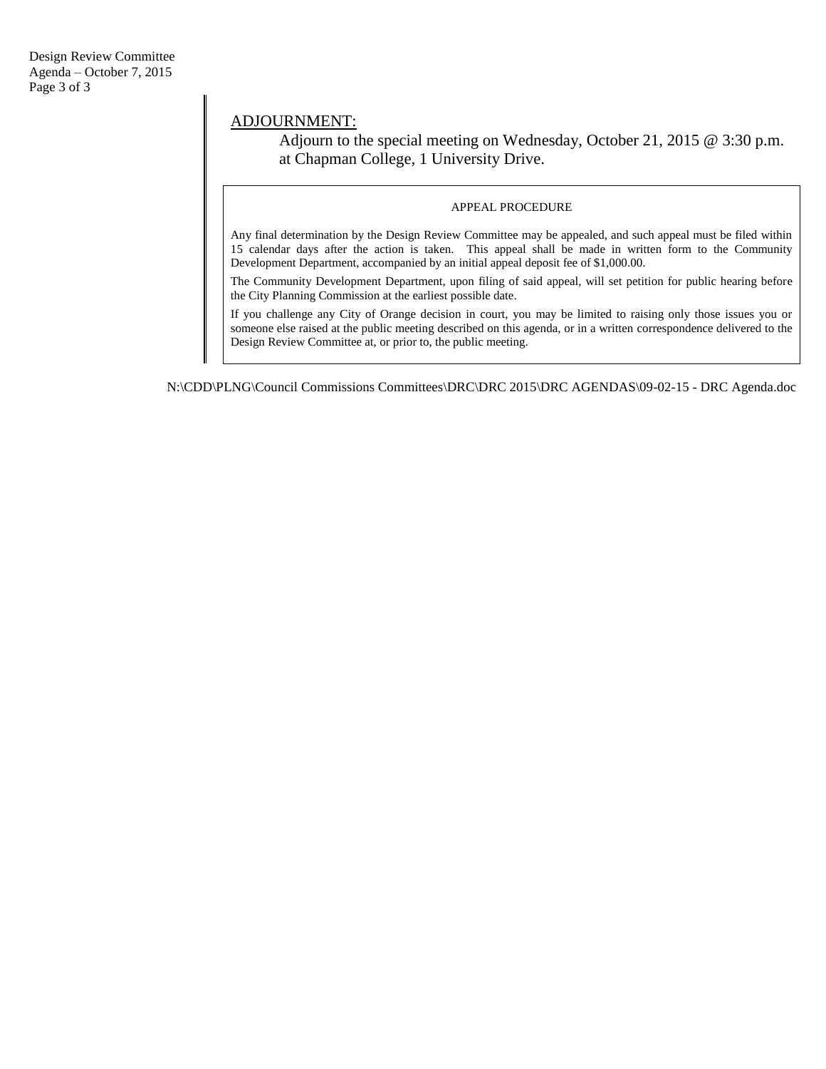## ADJOURNMENT:

Adjourn to the special meeting on Wednesday, October 21, 2015 @ 3:30 p.m. at Chapman College, 1 University Drive.

### APPEAL PROCEDURE

Any final determination by the Design Review Committee may be appealed, and such appeal must be filed within 15 calendar days after the action is taken. This appeal shall be made in written form to the Community Development Department, accompanied by an initial appeal deposit fee of $1,000.00.

The Community Development Department, upon filing of said appeal, will set petition for public hearing before the City Planning Commission at the earliest possible date.

If you challenge any City of Orange decision in court, you may be limited to raising only those issues you or someone else raised at the public meeting described on this agenda, or in a written correspondence delivered to the Design Review Committee at, or prior to, the public meeting.

N:\CDD\PLNG\Council Commissions Committees\DRC\DRC 2015\DRC AGENDAS\09-02-15 - DRC Agenda.doc